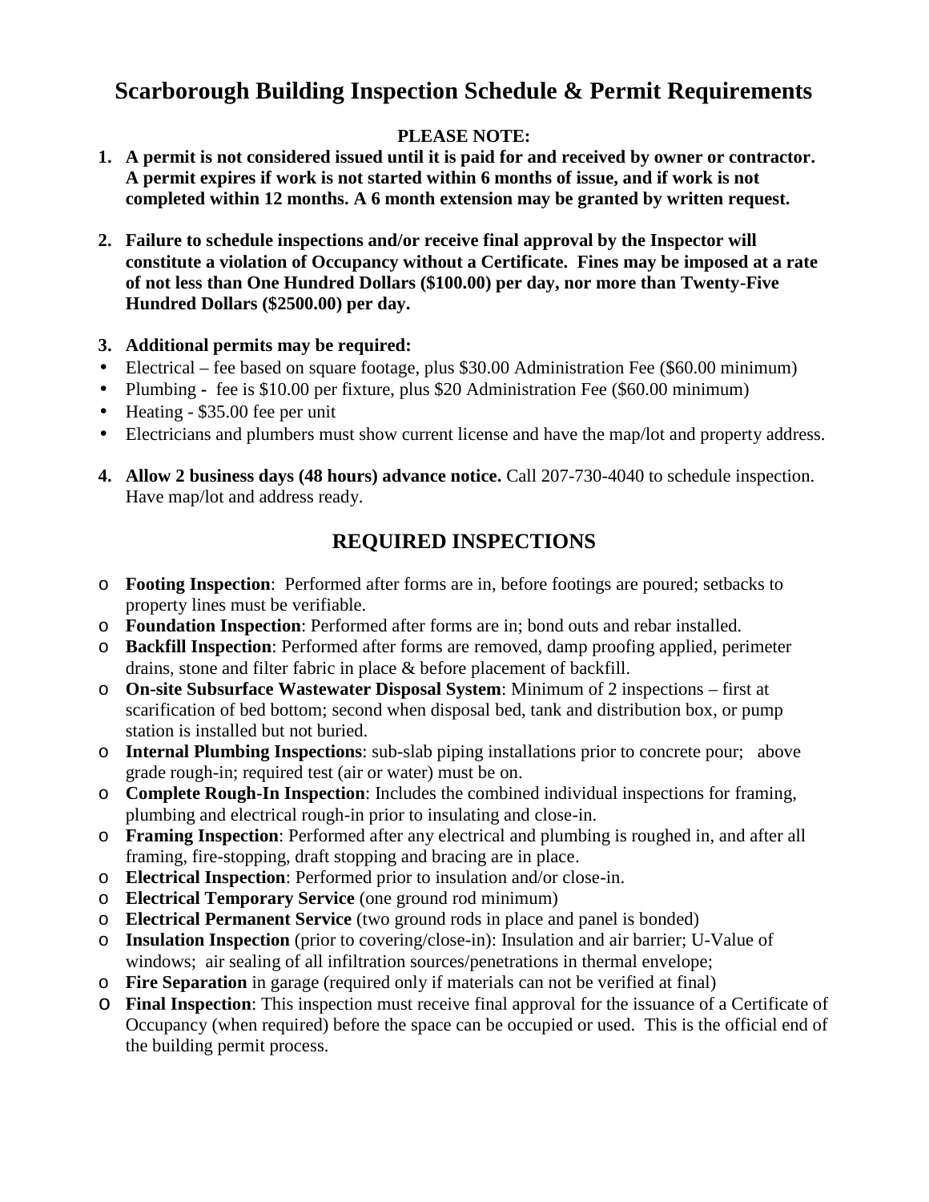# Scarborough Building Inspection Schedule & Permit Requirements

**PLEASE NOTE:**

1. **A permit is not considered issued until it is paid for and received by owner or contractor. A permit expires if work is not started within 6 months of issue, and if work is not completed within 12 months. A 6 month extension may be granted by written request.**

2. **Failure to schedule inspections and/or receive final approval by the Inspector will constitute a violation of Occupancy without a Certificate. Fines may be imposed at a rate of not less than One Hundred Dollars ($100.00) per day, nor more than Twenty-Five Hundred Dollars ($2500.00) per day.**

3. **Additional permits may be required:**
   - Electrical – fee based on square footage, plus $30.00 Administration Fee ($60.00 minimum)
   - Plumbing - fee is $10.00 per fixture, plus $20 Administration Fee ($60.00 minimum)
   - Heating - $35.00 fee per unit
   - Electricians and plumbers must show current license and have the map/lot and property address.

4. **Allow 2 business days (48 hours) advance notice.** Call 207-730-4040 to schedule inspection. Have map/lot and address ready.

## REQUIRED INSPECTIONS

- **Footing Inspection**: Performed after forms are in, before footings are poured; setbacks to property lines must be verifiable.
- **Foundation Inspection**: Performed after forms are in; bond outs and rebar installed.
- **Backfill Inspection**: Performed after forms are removed, damp proofing applied, perimeter drains, stone and filter fabric in place & before placement of backfill.
- **On-site Subsurface Wastewater Disposal System**: Minimum of 2 inspections – first at scarification of bed bottom; second when disposal bed, tank and distribution box, or pump station is installed but not buried.
- **Internal Plumbing Inspections**: sub-slab piping installations prior to concrete pour; above grade rough-in; required test (air or water) must be on.
- **Complete Rough-In Inspection**: Includes the combined individual inspections for framing, plumbing and electrical rough-in prior to insulating and close-in.
- **Framing Inspection**: Performed after any electrical and plumbing is roughed in, and after all framing, fire-stopping, draft stopping and bracing are in place.
- **Electrical Inspection**: Performed prior to insulation and/or close-in.
- **Electrical Temporary Service** (one ground rod minimum)
- **Electrical Permanent Service** (two ground rods in place and panel is bonded)
- **Insulation Inspection** (prior to covering/close-in): Insulation and air barrier; U-Value of windows; air sealing of all infiltration sources/penetrations in thermal envelope;
- **Fire Separation** in garage (required only if materials can not be verified at final)
- **Final Inspection**: This inspection must receive final approval for the issuance of a Certificate of Occupancy (when required) before the space can be occupied or used. This is the official end of the building permit process.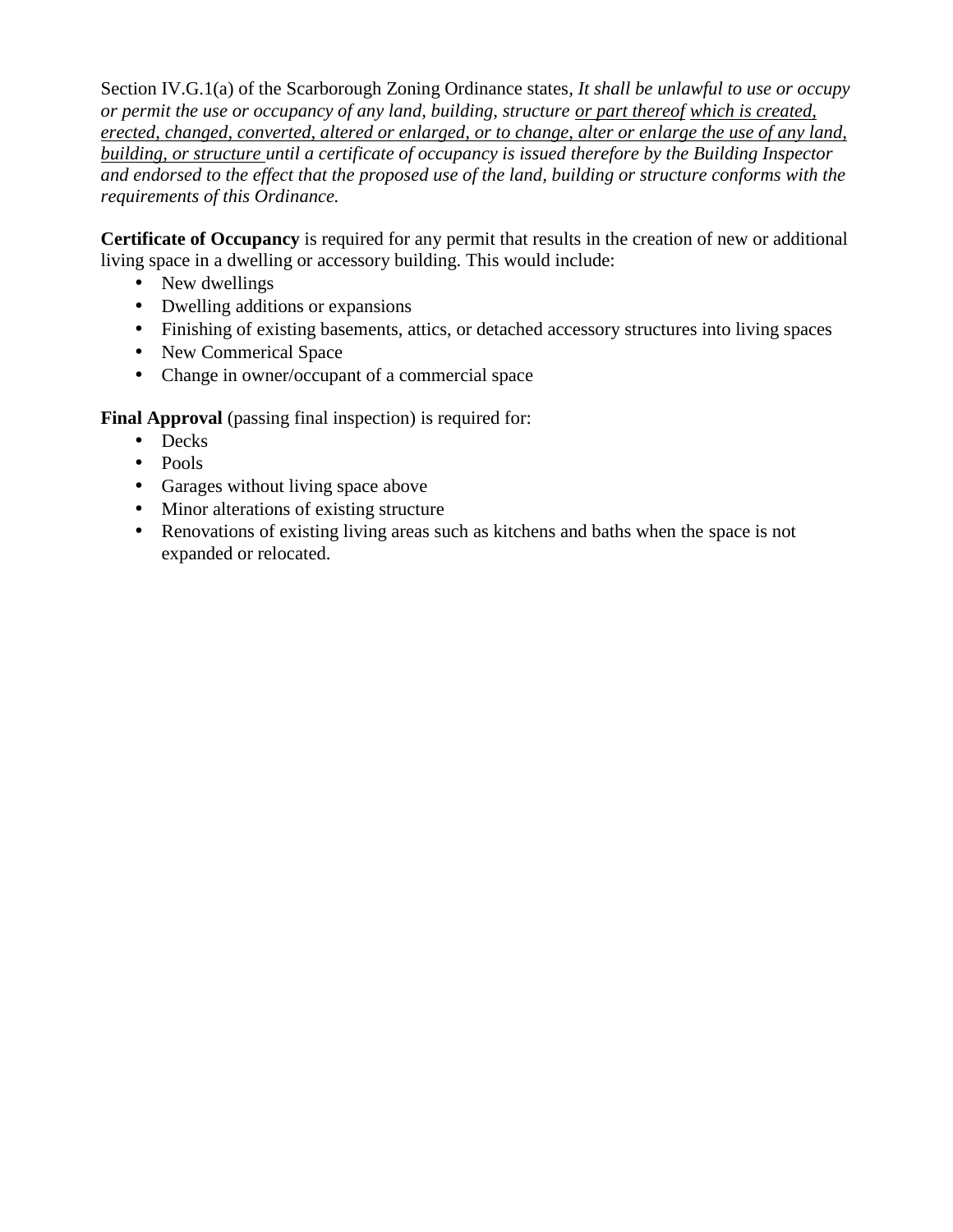Section IV.G.1(a) of the Scarborough Zoning Ordinance states, *It shall be unlawful to use or occupy or permit the use or occupancy of any land, building, structure <u>or part thereof</u> <u>which is created, erected, changed, converted, altered or enlarged, or to change, alter or enlarge the use of any land, building, or structure</u> until a certificate of occupancy is issued therefore by the Building Inspector and endorsed to the effect that the proposed use of the land, building or structure conforms with the requirements of this Ordinance.*

**Certificate of Occupancy** is required for any permit that results in the creation of new or additional living space in a dwelling or accessory building. This would include:

- New dwellings
- Dwelling additions or expansions
- Finishing of existing basements, attics, or detached accessory structures into living spaces
- New Commerical Space
- Change in owner/occupant of a commercial space

**Final Approval** (passing final inspection) is required for:

- Decks
- Pools
- Garages without living space above
- Minor alterations of existing structure
- Renovations of existing living areas such as kitchens and baths when the space is not expanded or relocated.